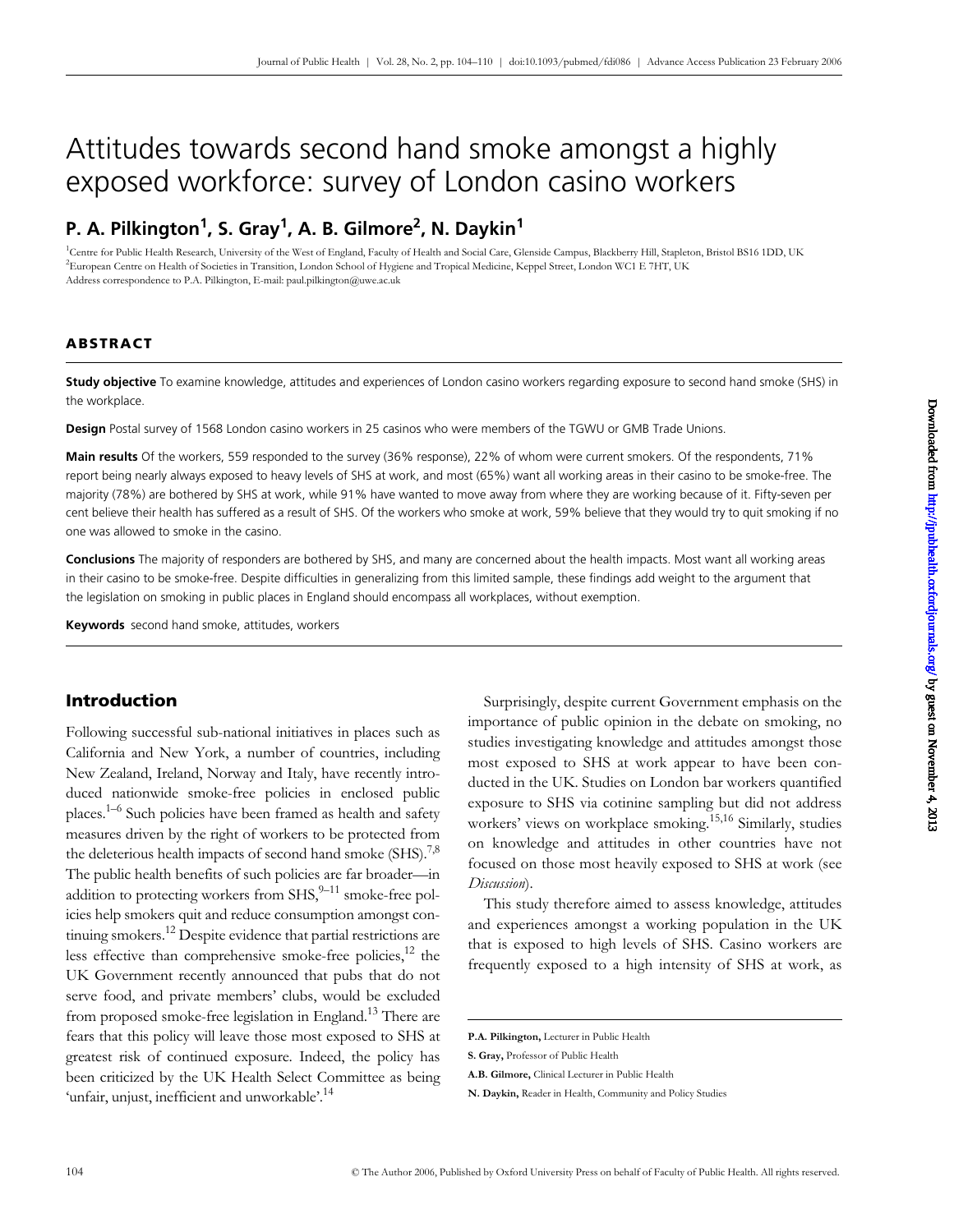# Attitudes towards second hand smoke amongst a highly exposed workforce: survey of London casino workers

## P. A. Pilkington[1], S. Gray[1], A. B. Gilmore[2], N. Daykin[1]

[1]Centre for Public Health Research, University of the West of England, Faculty of Health and Social Care, Glenside Campus, Blackberry Hill, Stapleton, Bristol BS16 1DD, UK
[2]European Centre on Health of Societies in Transition, London School of Hygiene and Tropical Medicine, Keppel Street, London WC1 E 7HT, UK
Address correspondence to P.A. Pilkington, E-mail: paul.pilkington@uwe.ac.uk

### ABSTRACT

**Study objective** To examine knowledge, attitudes and experiences of London casino workers regarding exposure to second hand smoke (SHS) in the workplace.

**Design** Postal survey of 1568 London casino workers in 25 casinos who were members of the TGWU or GMB Trade Unions.

**Main results** Of the workers, 559 responded to the survey (36% response), 22% of whom were current smokers. Of the respondents, 71% report being nearly always exposed to heavy levels of SHS at work, and most (65%) want all working areas in their casino to be smoke-free. The majority (78%) are bothered by SHS at work, while 91% have wanted to move away from where they are working because of it. Fifty-seven per cent believe their health has suffered as a result of SHS. Of the workers who smoke at work, 59% believe that they would try to quit smoking if no one was allowed to smoke in the casino.

**Conclusions** The majority of responders are bothered by SHS, and many are concerned about the health impacts. Most want all working areas in their casino to be smoke-free. Despite difficulties in generalizing from this limited sample, these findings add weight to the argument that the legislation on smoking in public places in England should encompass all workplaces, without exemption.

**Keywords** second hand smoke, attitudes, workers

## Introduction

Following successful sub-national initiatives in places such as California and New York, a number of countries, including New Zealand, Ireland, Norway and Italy, have recently introduced nationwide smoke-free policies in enclosed public places.[1–6] Such policies have been framed as health and safety measures driven by the right of workers to be protected from the deleterious health impacts of second hand smoke (SHS).[7,8] The public health benefits of such policies are far broader—in addition to protecting workers from SHS,[9–11] smoke-free policies help smokers quit and reduce consumption amongst continuing smokers.[12] Despite evidence that partial restrictions are less effective than comprehensive smoke-free policies,[12] the UK Government recently announced that pubs that do not serve food, and private members' clubs, would be excluded from proposed smoke-free legislation in England.[13] There are fears that this policy will leave those most exposed to SHS at greatest risk of continued exposure. Indeed, the policy has been criticized by the UK Health Select Committee as being 'unfair, unjust, inefficient and unworkable'.[14]

Surprisingly, despite current Government emphasis on the importance of public opinion in the debate on smoking, no studies investigating knowledge and attitudes amongst those most exposed to SHS at work appear to have been conducted in the UK. Studies on London bar workers quantified exposure to SHS via cotinine sampling but did not address workers' views on workplace smoking.[15,16] Similarly, studies on knowledge and attitudes in other countries have not focused on those most heavily exposed to SHS at work (see *Discussion*).

This study therefore aimed to assess knowledge, attitudes and experiences amongst a working population in the UK that is exposed to high levels of SHS. Casino workers are frequently exposed to a high intensity of SHS at work, as

**P.A. Pilkington,** Lecturer in Public Health

**S. Gray,** Professor of Public Health

**A.B. Gilmore,** Clinical Lecturer in Public Health

**N. Daykin,** Reader in Health, Community and Policy Studies

© The Author 2006, Published by Oxford University Press on behalf of Faculty of Public Health. All rights reserved.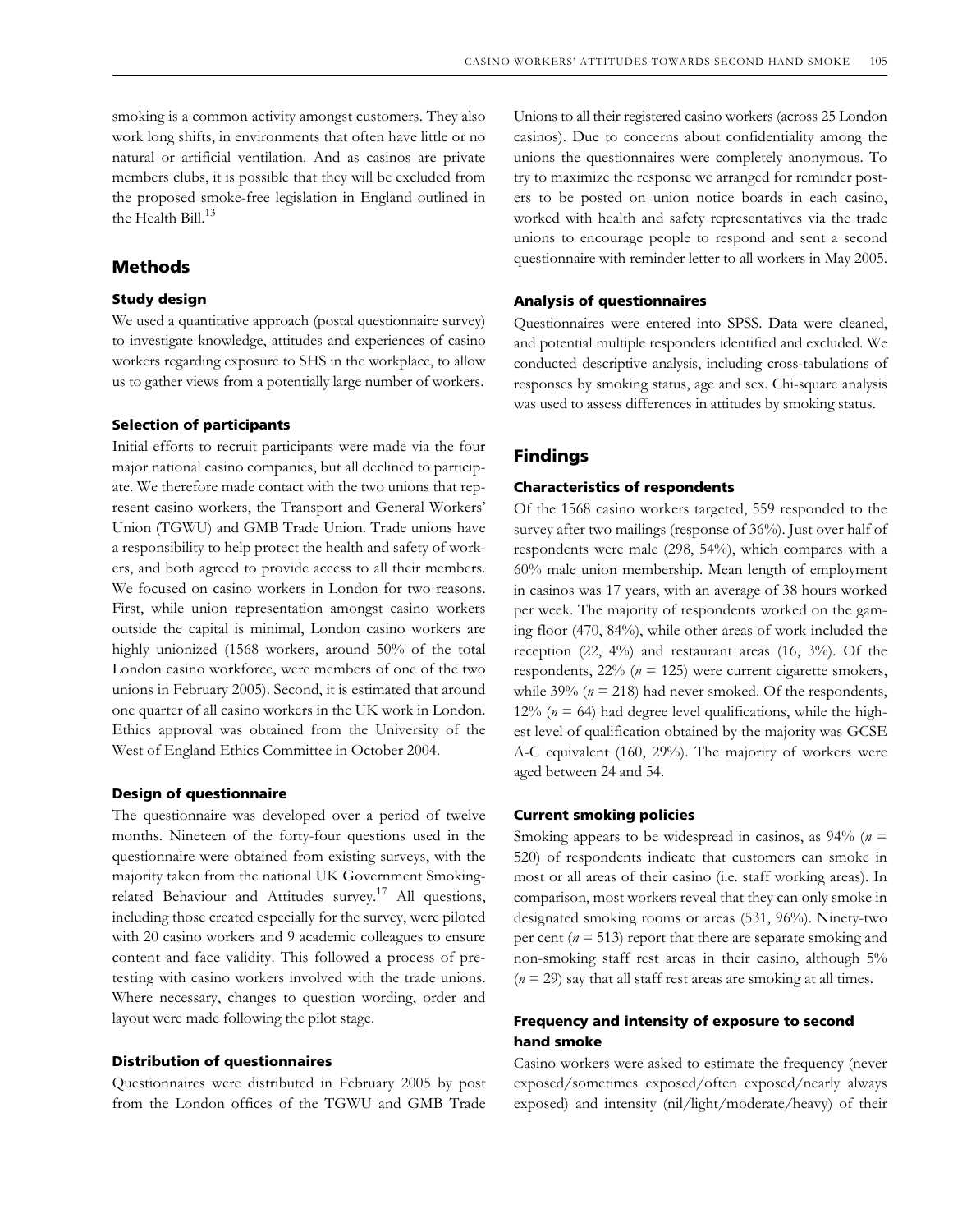smoking is a common activity amongst customers. They also work long shifts, in environments that often have little or no natural or artificial ventilation. And as casinos are private members clubs, it is possible that they will be excluded from the proposed smoke-free legislation in England outlined in the Health Bill.[13]

## Methods

### Study design

We used a quantitative approach (postal questionnaire survey) to investigate knowledge, attitudes and experiences of casino workers regarding exposure to SHS in the workplace, to allow us to gather views from a potentially large number of workers.

### Selection of participants

Initial efforts to recruit participants were made via the four major national casino companies, but all declined to participate. We therefore made contact with the two unions that represent casino workers, the Transport and General Workers' Union (TGWU) and GMB Trade Union. Trade unions have a responsibility to help protect the health and safety of workers, and both agreed to provide access to all their members. We focused on casino workers in London for two reasons. First, while union representation amongst casino workers outside the capital is minimal, London casino workers are highly unionized (1568 workers, around 50% of the total London casino workforce, were members of one of the two unions in February 2005). Second, it is estimated that around one quarter of all casino workers in the UK work in London. Ethics approval was obtained from the University of the West of England Ethics Committee in October 2004.

### Design of questionnaire

The questionnaire was developed over a period of twelve months. Nineteen of the forty-four questions used in the questionnaire were obtained from existing surveys, with the majority taken from the national UK Government Smoking-related Behaviour and Attitudes survey.[17] All questions, including those created especially for the survey, were piloted with 20 casino workers and 9 academic colleagues to ensure content and face validity. This followed a process of pre-testing with casino workers involved with the trade unions. Where necessary, changes to question wording, order and layout were made following the pilot stage.

### Distribution of questionnaires

Questionnaires were distributed in February 2005 by post from the London offices of the TGWU and GMB Trade Unions to all their registered casino workers (across 25 London casinos). Due to concerns about confidentiality among the unions the questionnaires were completely anonymous. To try to maximize the response we arranged for reminder posters to be posted on union notice boards in each casino, worked with health and safety representatives via the trade unions to encourage people to respond and sent a second questionnaire with reminder letter to all workers in May 2005.

### Analysis of questionnaires

Questionnaires were entered into SPSS. Data were cleaned, and potential multiple responders identified and excluded. We conducted descriptive analysis, including cross-tabulations of responses by smoking status, age and sex. Chi-square analysis was used to assess differences in attitudes by smoking status.

## Findings

### Characteristics of respondents

Of the 1568 casino workers targeted, 559 responded to the survey after two mailings (response of 36%). Just over half of respondents were male (298, 54%), which compares with a 60% male union membership. Mean length of employment in casinos was 17 years, with an average of 38 hours worked per week. The majority of respondents worked on the gaming floor (470, 84%), while other areas of work included the reception (22, 4%) and restaurant areas (16, 3%). Of the respondents, 22% ($n$ = 125) were current cigarette smokers, while 39% ($n$ = 218) had never smoked. Of the respondents, 12% ($n$ = 64) had degree level qualifications, while the highest level of qualification obtained by the majority was GCSE A-C equivalent (160, 29%). The majority of workers were aged between 24 and 54.

### Current smoking policies

Smoking appears to be widespread in casinos, as 94% ($n$ = 520) of respondents indicate that customers can smoke in most or all areas of their casino (i.e. staff working areas). In comparison, most workers reveal that they can only smoke in designated smoking rooms or areas (531, 96%). Ninety-two per cent ($n$ = 513) report that there are separate smoking and non-smoking staff rest areas in their casino, although 5% ($n$ = 29) say that all staff rest areas are smoking at all times.

### Frequency and intensity of exposure to second hand smoke

Casino workers were asked to estimate the frequency (never exposed/sometimes exposed/often exposed/nearly always exposed) and intensity (nil/light/moderate/heavy) of their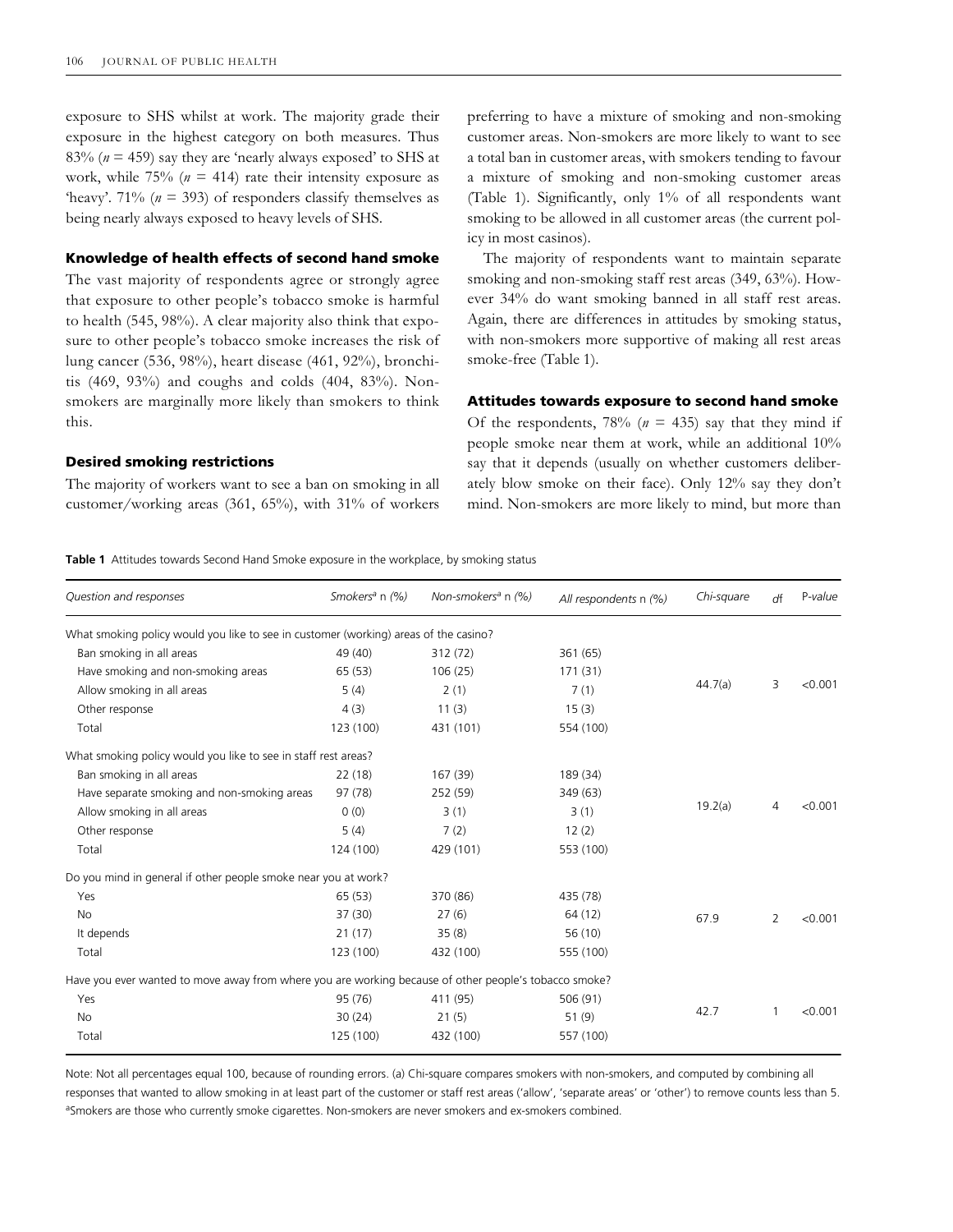exposure to SHS whilst at work. The majority grade their exposure in the highest category on both measures. Thus 83% ($n = 459$) say they are 'nearly always exposed' to SHS at work, while 75% ($n = 414$) rate their intensity exposure as 'heavy'. 71% ($n = 393$) of responders classify themselves as being nearly always exposed to heavy levels of SHS.

### Knowledge of health effects of second hand smoke

The vast majority of respondents agree or strongly agree that exposure to other people's tobacco smoke is harmful to health (545, 98%). A clear majority also think that exposure to other people's tobacco smoke increases the risk of lung cancer (536, 98%), heart disease (461, 92%), bronchitis (469, 93%) and coughs and colds (404, 83%). Non-smokers are marginally more likely than smokers to think this.

### Desired smoking restrictions

The majority of workers want to see a ban on smoking in all customer/working areas (361, 65%), with 31% of workers preferring to have a mixture of smoking and non-smoking customer areas. Non-smokers are more likely to want to see a total ban in customer areas, with smokers tending to favour a mixture of smoking and non-smoking customer areas (Table 1). Significantly, only 1% of all respondents want smoking to be allowed in all customer areas (the current policy in most casinos).

The majority of respondents want to maintain separate smoking and non-smoking staff rest areas (349, 63%). However 34% do want smoking banned in all staff rest areas. Again, there are differences in attitudes by smoking status, with non-smokers more supportive of making all rest areas smoke-free (Table 1).

### Attitudes towards exposure to second hand smoke

Of the respondents, 78% ($n = 435$) say that they mind if people smoke near them at work, while an additional 10% say that it depends (usually on whether customers deliberately blow smoke on their face). Only 12% say they don't mind. Non-smokers are more likely to mind, but more than

**Table 1** Attitudes towards Second Hand Smoke exposure in the workplace, by smoking status

| *Question and responses* | *Smokers*[a] n *(%)* | *Non-smokers*[a] n *(%)* | *All respondents* n *(%)* | *Chi-square* | *df* | P-*value* |
|---|---|---|---|---|---|---|
| What smoking policy would you like to see in customer (working) areas of the casino? | | | | | | |
| Ban smoking in all areas | 49 (40) | 312 (72) | 361 (65) | | | |
| Have smoking and non-smoking areas | 65 (53) | 106 (25) | 171 (31) | | | |
| Allow smoking in all areas | 5 (4) | 2 (1) | 7 (1) | 44.7(a) | 3 | <0.001 |
| Other response | 4 (3) | 11 (3) | 15 (3) | | | |
| Total | 123 (100) | 431 (101) | 554 (100) | | | |
| What smoking policy would you like to see in staff rest areas? | | | | | | |
| Ban smoking in all areas | 22 (18) | 167 (39) | 189 (34) | | | |
| Have separate smoking and non-smoking areas | 97 (78) | 252 (59) | 349 (63) | | | |
| Allow smoking in all areas | 0 (0) | 3 (1) | 3 (1) | 19.2(a) | 4 | <0.001 |
| Other response | 5 (4) | 7 (2) | 12 (2) | | | |
| Total | 124 (100) | 429 (101) | 553 (100) | | | |
| Do you mind in general if other people smoke near you at work? | | | | | | |
| Yes | 65 (53) | 370 (86) | 435 (78) | | | |
| No | 37 (30) | 27 (6) | 64 (12) | 67.9 | 2 | <0.001 |
| It depends | 21 (17) | 35 (8) | 56 (10) | | | |
| Total | 123 (100) | 432 (100) | 555 (100) | | | |
| Have you ever wanted to move away from where you are working because of other people's tobacco smoke? | | | | | | |
| Yes | 95 (76) | 411 (95) | 506 (91) | | | |
| No | 30 (24) | 21 (5) | 51 (9) | 42.7 | 1 | <0.001 |
| Total | 125 (100) | 432 (100) | 557 (100) | | | |

Note: Not all percentages equal 100, because of rounding errors. (a) Chi-square compares smokers with non-smokers, and computed by combining all responses that wanted to allow smoking in at least part of the customer or staff rest areas ('allow', 'separate areas' or 'other') to remove counts less than 5.
[a]Smokers are those who currently smoke cigarettes. Non-smokers are never smokers and ex-smokers combined.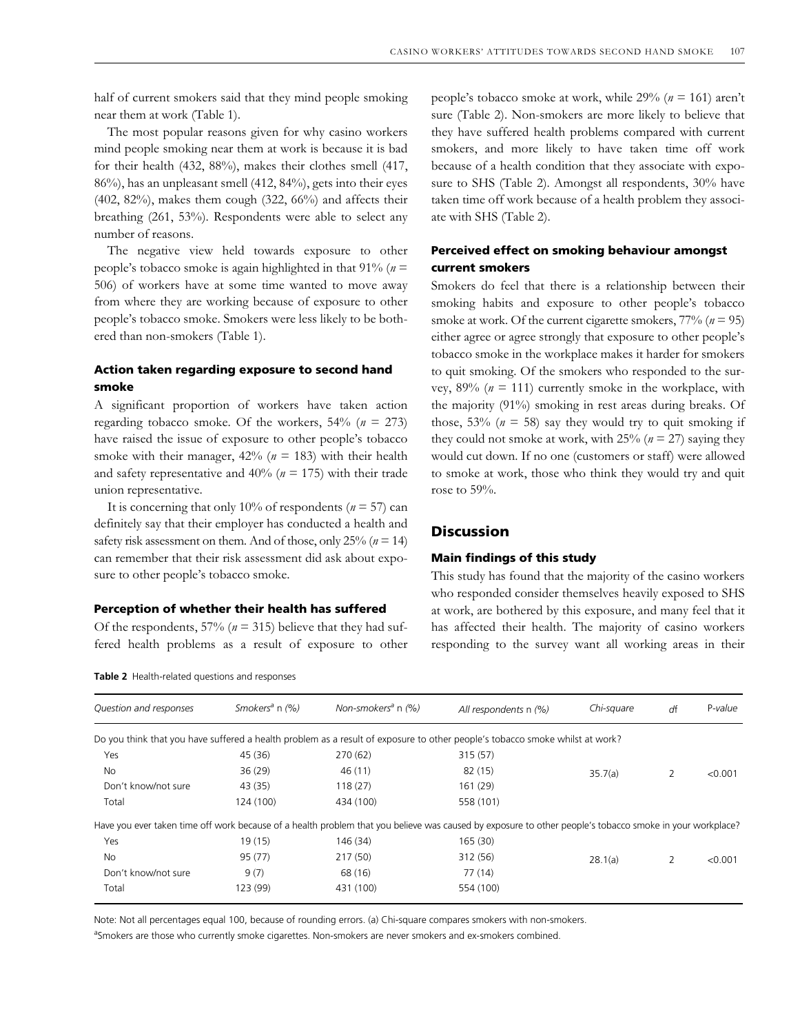half of current smokers said that they mind people smoking near them at work (Table 1).

The most popular reasons given for why casino workers mind people smoking near them at work is because it is bad for their health (432, 88%), makes their clothes smell (417, 86%), has an unpleasant smell (412, 84%), gets into their eyes (402, 82%), makes them cough (322, 66%) and affects their breathing (261, 53%). Respondents were able to select any number of reasons.

The negative view held towards exposure to other people's tobacco smoke is again highlighted in that 91% ($n$ = 506) of workers have at some time wanted to move away from where they are working because of exposure to other people's tobacco smoke. Smokers were less likely to be bothered than non-smokers (Table 1).

### Action taken regarding exposure to second hand smoke

A significant proportion of workers have taken action regarding tobacco smoke. Of the workers, 54% ($n$ = 273) have raised the issue of exposure to other people's tobacco smoke with their manager, 42% ($n$ = 183) with their health and safety representative and 40% ($n$ = 175) with their trade union representative.

It is concerning that only 10% of respondents ($n$ = 57) can definitely say that their employer has conducted a health and safety risk assessment on them. And of those, only 25% ($n$ = 14) can remember that their risk assessment did ask about exposure to other people's tobacco smoke.

### Perception of whether their health has suffered

Of the respondents, 57% ($n$ = 315) believe that they had suffered health problems as a result of exposure to other people's tobacco smoke at work, while 29% ($n$ = 161) aren't sure (Table 2). Non-smokers are more likely to believe that they have suffered health problems compared with current smokers, and more likely to have taken time off work because of a health condition that they associate with exposure to SHS (Table 2). Amongst all respondents, 30% have taken time off work because of a health problem they associate with SHS (Table 2).

### Perceived effect on smoking behaviour amongst current smokers

Smokers do feel that there is a relationship between their smoking habits and exposure to other people's tobacco smoke at work. Of the current cigarette smokers, 77% ($n$ = 95) either agree or agree strongly that exposure to other people's tobacco smoke in the workplace makes it harder for smokers to quit smoking. Of the smokers who responded to the survey, 89% ($n$ = 111) currently smoke in the workplace, with the majority (91%) smoking in rest areas during breaks. Of those, 53% ($n$ = 58) say they would try to quit smoking if they could not smoke at work, with 25% ($n$ = 27) saying they would cut down. If no one (customers or staff) were allowed to smoke at work, those who think they would try and quit rose to 59%.

## Discussion

### Main findings of this study

This study has found that the majority of the casino workers who responded consider themselves heavily exposed to SHS at work, are bothered by this exposure, and many feel that it has affected their health. The majority of casino workers responding to the survey want all working areas in their

**Table 2** Health-related questions and responses

| *Question and responses* | *Smokers[a] n (%)* | *Non-smokers[a] n (%)* | *All respondents n (%)* | *Chi-square* | *df* | *P-value* |
|---|---|---|---|---|---|---|
| Do you think that you have suffered a health problem as a result of exposure to other people's tobacco smoke whilst at work? | | | | | | |
| Yes | 45 (36) | 270 (62) | 315 (57) | | | |
| No | 36 (29) | 46 (11) | 82 (15) | 35.7(a) | 2 | <0.001 |
| Don't know/not sure | 43 (35) | 118 (27) | 161 (29) | | | |
| Total | 124 (100) | 434 (100) | 558 (101) | | | |
| Have you ever taken time off work because of a health problem that you believe was caused by exposure to other people's tobacco smoke in your workplace? | | | | | | |
| Yes | 19 (15) | 146 (34) | 165 (30) | | | |
| No | 95 (77) | 217 (50) | 312 (56) | 28.1(a) | 2 | <0.001 |
| Don't know/not sure | 9 (7) | 68 (16) | 77 (14) | | | |
| Total | 123 (99) | 431 (100) | 554 (100) | | | |

Note: Not all percentages equal 100, because of rounding errors. (a) Chi-square compares smokers with non-smokers.

[a]Smokers are those who currently smoke cigarettes. Non-smokers are never smokers and ex-smokers combined.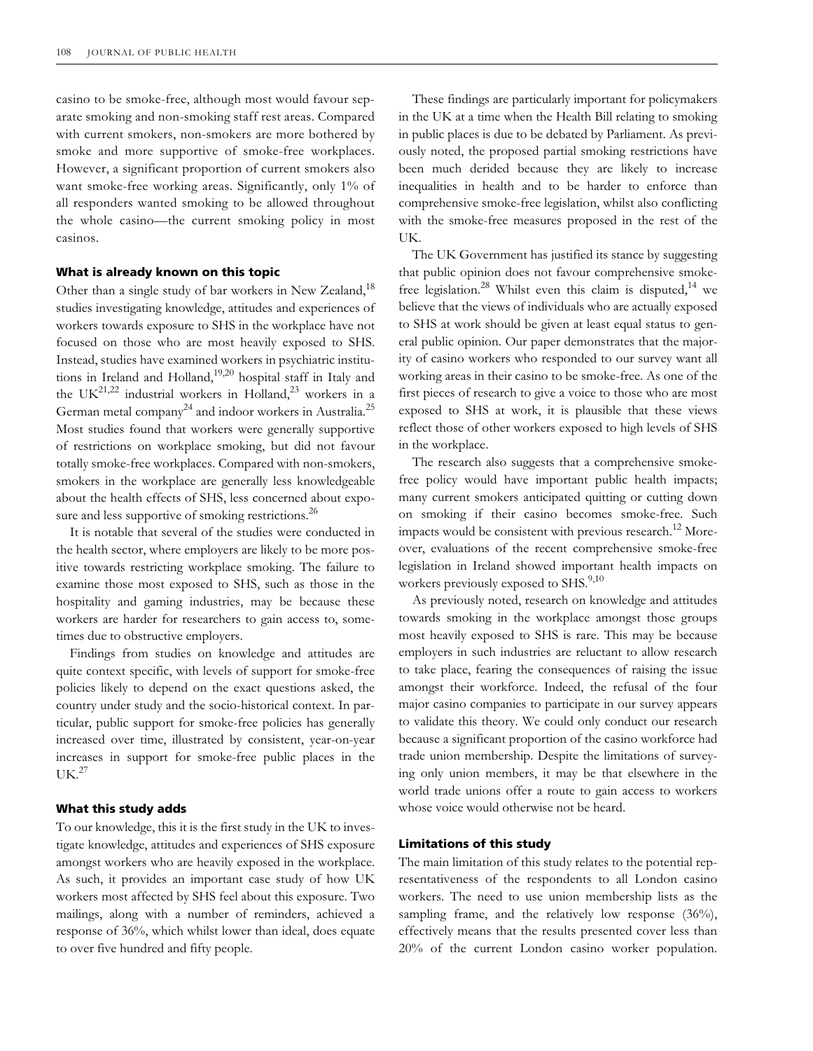casino to be smoke-free, although most would favour separate smoking and non-smoking staff rest areas. Compared with current smokers, non-smokers are more bothered by smoke and more supportive of smoke-free workplaces. However, a significant proportion of current smokers also want smoke-free working areas. Significantly, only 1% of all responders wanted smoking to be allowed throughout the whole casino—the current smoking policy in most casinos.

### What is already known on this topic

Other than a single study of bar workers in New Zealand,[18] studies investigating knowledge, attitudes and experiences of workers towards exposure to SHS in the workplace have not focused on those who are most heavily exposed to SHS. Instead, studies have examined workers in psychiatric institutions in Ireland and Holland,[19,20] hospital staff in Italy and the UK[21,22] industrial workers in Holland,[23] workers in a German metal company[24] and indoor workers in Australia.[25] Most studies found that workers were generally supportive of restrictions on workplace smoking, but did not favour totally smoke-free workplaces. Compared with non-smokers, smokers in the workplace are generally less knowledgeable about the health effects of SHS, less concerned about exposure and less supportive of smoking restrictions.[26]

It is notable that several of the studies were conducted in the health sector, where employers are likely to be more positive towards restricting workplace smoking. The failure to examine those most exposed to SHS, such as those in the hospitality and gaming industries, may be because these workers are harder for researchers to gain access to, sometimes due to obstructive employers.

Findings from studies on knowledge and attitudes are quite context specific, with levels of support for smoke-free policies likely to depend on the exact questions asked, the country under study and the socio-historical context. In particular, public support for smoke-free policies has generally increased over time, illustrated by consistent, year-on-year increases in support for smoke-free public places in the UK.[27]

### What this study adds

To our knowledge, this it is the first study in the UK to investigate knowledge, attitudes and experiences of SHS exposure amongst workers who are heavily exposed in the workplace. As such, it provides an important case study of how UK workers most affected by SHS feel about this exposure. Two mailings, along with a number of reminders, achieved a response of 36%, which whilst lower than ideal, does equate to over five hundred and fifty people.

These findings are particularly important for policymakers in the UK at a time when the Health Bill relating to smoking in public places is due to be debated by Parliament. As previously noted, the proposed partial smoking restrictions have been much derided because they are likely to increase inequalities in health and to be harder to enforce than comprehensive smoke-free legislation, whilst also conflicting with the smoke-free measures proposed in the rest of the UK.

The UK Government has justified its stance by suggesting that public opinion does not favour comprehensive smoke-free legislation.[28] Whilst even this claim is disputed,[14] we believe that the views of individuals who are actually exposed to SHS at work should be given at least equal status to general public opinion. Our paper demonstrates that the majority of casino workers who responded to our survey want all working areas in their casino to be smoke-free. As one of the first pieces of research to give a voice to those who are most exposed to SHS at work, it is plausible that these views reflect those of other workers exposed to high levels of SHS in the workplace.

The research also suggests that a comprehensive smoke-free policy would have important public health impacts; many current smokers anticipated quitting or cutting down on smoking if their casino becomes smoke-free. Such impacts would be consistent with previous research.[12] Moreover, evaluations of the recent comprehensive smoke-free legislation in Ireland showed important health impacts on workers previously exposed to SHS.[9,10]

As previously noted, research on knowledge and attitudes towards smoking in the workplace amongst those groups most heavily exposed to SHS is rare. This may be because employers in such industries are reluctant to allow research to take place, fearing the consequences of raising the issue amongst their workforce. Indeed, the refusal of the four major casino companies to participate in our survey appears to validate this theory. We could only conduct our research because a significant proportion of the casino workforce had trade union membership. Despite the limitations of surveying only union members, it may be that elsewhere in the world trade unions offer a route to gain access to workers whose voice would otherwise not be heard.

### Limitations of this study

The main limitation of this study relates to the potential representativeness of the respondents to all London casino workers. The need to use union membership lists as the sampling frame, and the relatively low response (36%), effectively means that the results presented cover less than 20% of the current London casino worker population.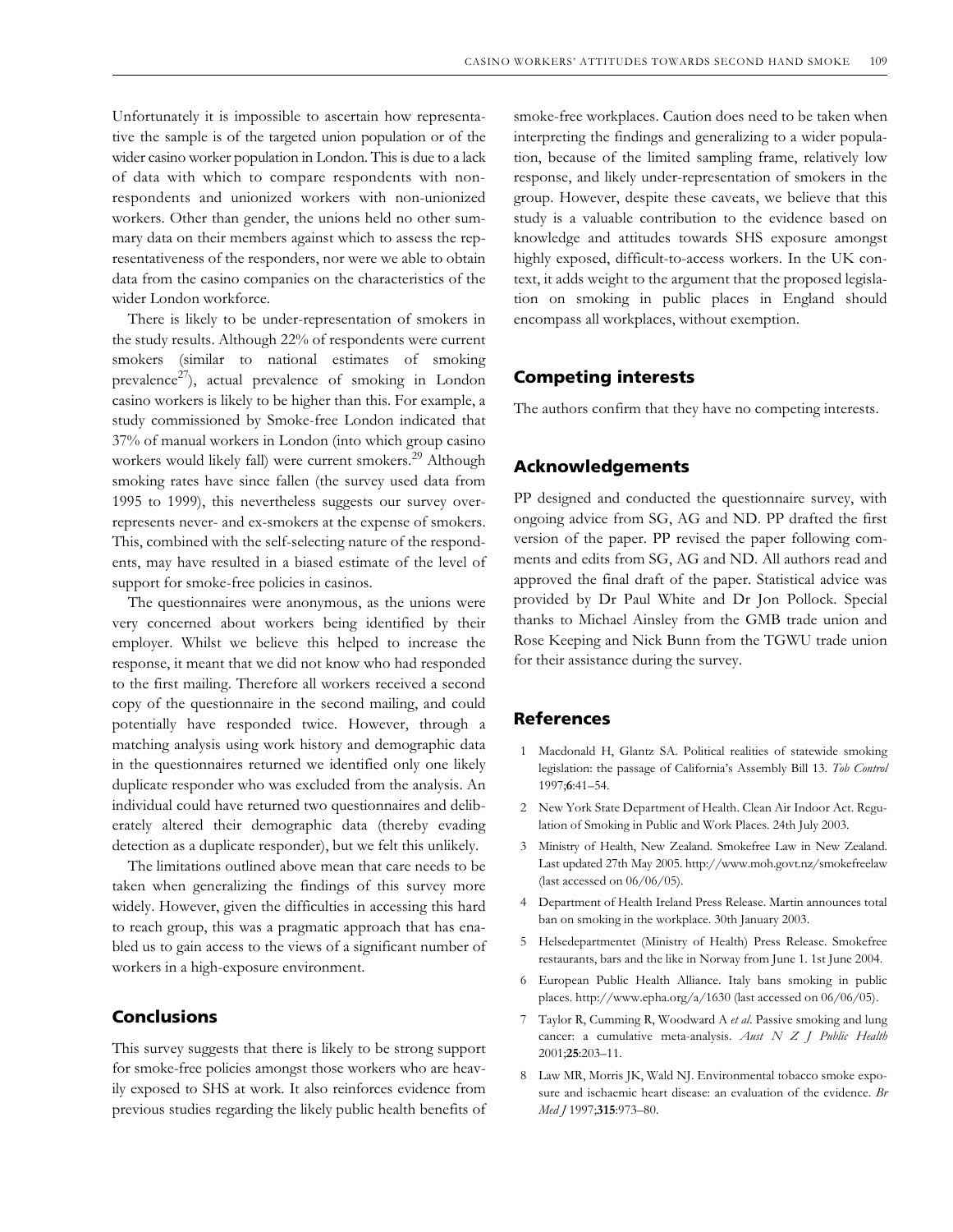Unfortunately it is impossible to ascertain how representative the sample is of the targeted union population or of the wider casino worker population in London. This is due to a lack of data with which to compare respondents with non-respondents and unionized workers with non-unionized workers. Other than gender, the unions held no other summary data on their members against which to assess the representativeness of the responders, nor were we able to obtain data from the casino companies on the characteristics of the wider London workforce.

There is likely to be under-representation of smokers in the study results. Although 22% of respondents were current smokers (similar to national estimates of smoking prevalence[27]), actual prevalence of smoking in London casino workers is likely to be higher than this. For example, a study commissioned by Smoke-free London indicated that 37% of manual workers in London (into which group casino workers would likely fall) were current smokers.[29] Although smoking rates have since fallen (the survey used data from 1995 to 1999), this nevertheless suggests our survey over-represents never- and ex-smokers at the expense of smokers. This, combined with the self-selecting nature of the respondents, may have resulted in a biased estimate of the level of support for smoke-free policies in casinos.

The questionnaires were anonymous, as the unions were very concerned about workers being identified by their employer. Whilst we believe this helped to increase the response, it meant that we did not know who had responded to the first mailing. Therefore all workers received a second copy of the questionnaire in the second mailing, and could potentially have responded twice. However, through a matching analysis using work history and demographic data in the questionnaires returned we identified only one likely duplicate responder who was excluded from the analysis. An individual could have returned two questionnaires and deliberately altered their demographic data (thereby evading detection as a duplicate responder), but we felt this unlikely.

The limitations outlined above mean that care needs to be taken when generalizing the findings of this survey more widely. However, given the difficulties in accessing this hard to reach group, this was a pragmatic approach that has enabled us to gain access to the views of a significant number of workers in a high-exposure environment.

## Conclusions

This survey suggests that there is likely to be strong support for smoke-free policies amongst those workers who are heavily exposed to SHS at work. It also reinforces evidence from previous studies regarding the likely public health benefits of smoke-free workplaces. Caution does need to be taken when interpreting the findings and generalizing to a wider population, because of the limited sampling frame, relatively low response, and likely under-representation of smokers in the group. However, despite these caveats, we believe that this study is a valuable contribution to the evidence based on knowledge and attitudes towards SHS exposure amongst highly exposed, difficult-to-access workers. In the UK context, it adds weight to the argument that the proposed legislation on smoking in public places in England should encompass all workplaces, without exemption.

## Competing interests

The authors confirm that they have no competing interests.

## Acknowledgements

PP designed and conducted the questionnaire survey, with ongoing advice from SG, AG and ND. PP drafted the first version of the paper. PP revised the paper following comments and edits from SG, AG and ND. All authors read and approved the final draft of the paper. Statistical advice was provided by Dr Paul White and Dr Jon Pollock. Special thanks to Michael Ainsley from the GMB trade union and Rose Keeping and Nick Bunn from the TGWU trade union for their assistance during the survey.

## References

1. Macdonald H, Glantz SA. Political realities of statewide smoking legislation: the passage of California's Assembly Bill 13. *Tob Control* 1997;**6**:41–54.
2. New York State Department of Health. Clean Air Indoor Act. Regulation of Smoking in Public and Work Places. 24th July 2003.
3. Ministry of Health, New Zealand. Smokefree Law in New Zealand. Last updated 27th May 2005. http://www.moh.govt.nz/smokefreelaw (last accessed on 06/06/05).
4. Department of Health Ireland Press Release. Martin announces total ban on smoking in the workplace. 30th January 2003.
5. Helsedepartmentet (Ministry of Health) Press Release. Smokefree restaurants, bars and the like in Norway from June 1. 1st June 2004.
6. European Public Health Alliance. Italy bans smoking in public places. http://www.epha.org/a/1630 (last accessed on 06/06/05).
7. Taylor R, Cumming R, Woodward A *et al*. Passive smoking and lung cancer: a cumulative meta-analysis. *Aust N Z J Public Health* 2001;**25**:203–11.
8. Law MR, Morris JK, Wald NJ. Environmental tobacco smoke exposure and ischaemic heart disease: an evaluation of the evidence. *Br Med J* 1997;**315**:973–80.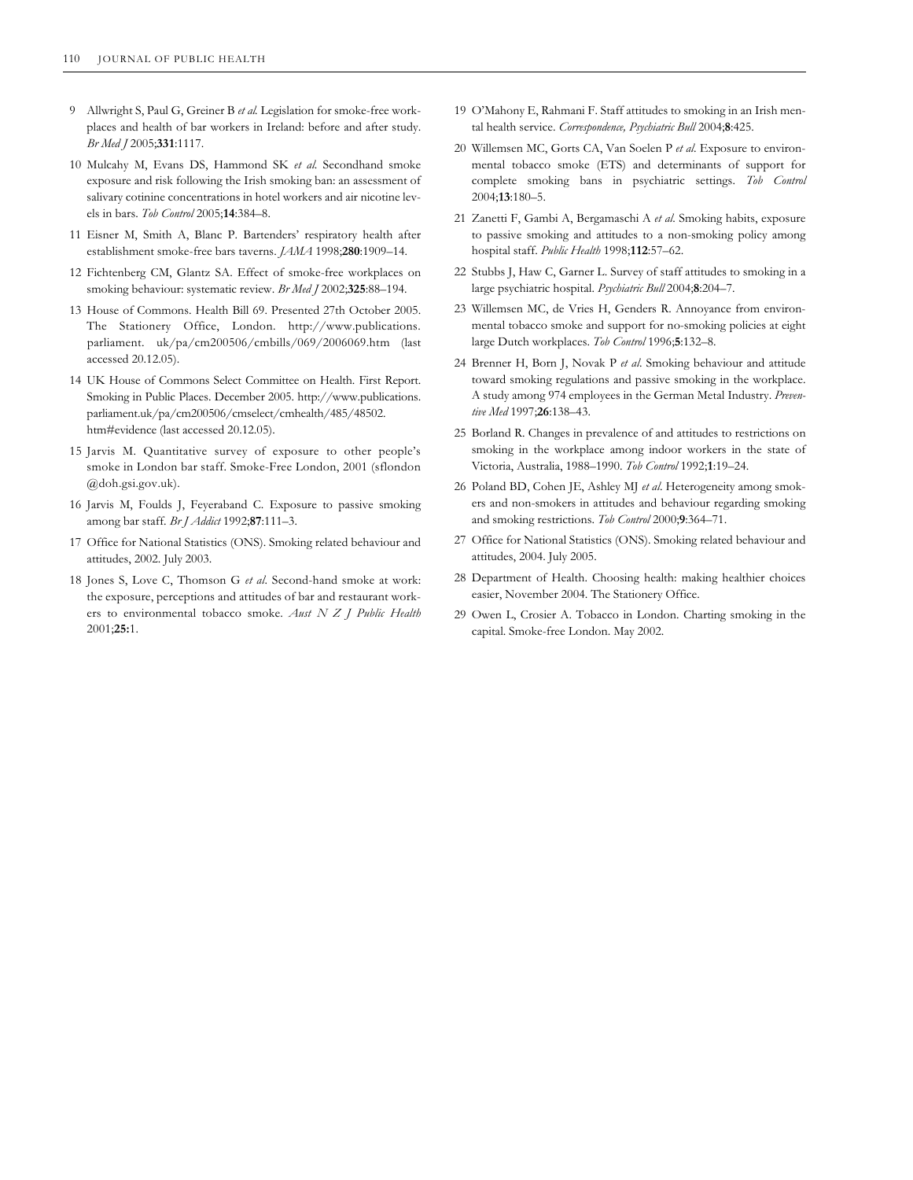9 Allwright S, Paul G, Greiner B *et al.* Legislation for smoke-free workplaces and health of bar workers in Ireland: before and after study. *Br Med J* 2005;**331**:1117.

10 Mulcahy M, Evans DS, Hammond SK *et al.* Secondhand smoke exposure and risk following the Irish smoking ban: an assessment of salivary cotinine concentrations in hotel workers and air nicotine levels in bars. *Tob Control* 2005;**14**:384–8.

11 Eisner M, Smith A, Blanc P. Bartenders' respiratory health after establishment smoke-free bars taverns. *JAMA* 1998;**280**:1909–14.

12 Fichtenberg CM, Glantz SA. Effect of smoke-free workplaces on smoking behaviour: systematic review. *Br Med J* 2002;**325**:88–194.

13 House of Commons. Health Bill 69. Presented 27th October 2005. The Stationery Office, London. http://www.publications.parliament. uk/pa/cm200506/cmbills/069/2006069.htm (last accessed 20.12.05).

14 UK House of Commons Select Committee on Health. First Report. Smoking in Public Places. December 2005. http://www.publications.parliament.uk/pa/cm200506/cmselect/cmhealth/485/48502.htm#evidence (last accessed 20.12.05).

15 Jarvis M. Quantitative survey of exposure to other people's smoke in London bar staff. Smoke-Free London, 2001 (sflondon @doh.gsi.gov.uk).

16 Jarvis M, Foulds J, Feyeraband C. Exposure to passive smoking among bar staff. *Br J Addict* 1992;**87**:111–3.

17 Office for National Statistics (ONS). Smoking related behaviour and attitudes, 2002. July 2003.

18 Jones S, Love C, Thomson G *et al.* Second-hand smoke at work: the exposure, perceptions and attitudes of bar and restaurant workers to environmental tobacco smoke. *Aust N Z J Public Health* 2001;**25:**1.

19 O'Mahony E, Rahmani F. Staff attitudes to smoking in an Irish mental health service. *Correspondence, Psychiatric Bull* 2004;**8**:425.

20 Willemsen MC, Gorts CA, Van Soelen P *et al.* Exposure to environmental tobacco smoke (ETS) and determinants of support for complete smoking bans in psychiatric settings. *Tob Control* 2004;**13**:180–5.

21 Zanetti F, Gambi A, Bergamaschi A *et al.* Smoking habits, exposure to passive smoking and attitudes to a non-smoking policy among hospital staff. *Public Health* 1998;**112**:57–62.

22 Stubbs J, Haw C, Garner L. Survey of staff attitudes to smoking in a large psychiatric hospital. *Psychiatric Bull* 2004;**8**:204–7.

23 Willemsen MC, de Vries H, Genders R. Annoyance from environmental tobacco smoke and support for no-smoking policies at eight large Dutch workplaces. *Tob Control* 1996;**5**:132–8.

24 Brenner H, Born J, Novak P *et al.* Smoking behaviour and attitude toward smoking regulations and passive smoking in the workplace. A study among 974 employees in the German Metal Industry. *Preventive Med* 1997;**26**:138–43.

25 Borland R. Changes in prevalence of and attitudes to restrictions on smoking in the workplace among indoor workers in the state of Victoria, Australia, 1988–1990. *Tob Control* 1992;**1**:19–24.

26 Poland BD, Cohen JE, Ashley MJ *et al.* Heterogeneity among smokers and non-smokers in attitudes and behaviour regarding smoking and smoking restrictions. *Tob Control* 2000;**9**:364–71.

27 Office for National Statistics (ONS). Smoking related behaviour and attitudes, 2004. July 2005.

28 Department of Health. Choosing health: making healthier choices easier, November 2004. The Stationery Office.

29 Owen L, Crosier A. Tobacco in London. Charting smoking in the capital. Smoke-free London. May 2002.